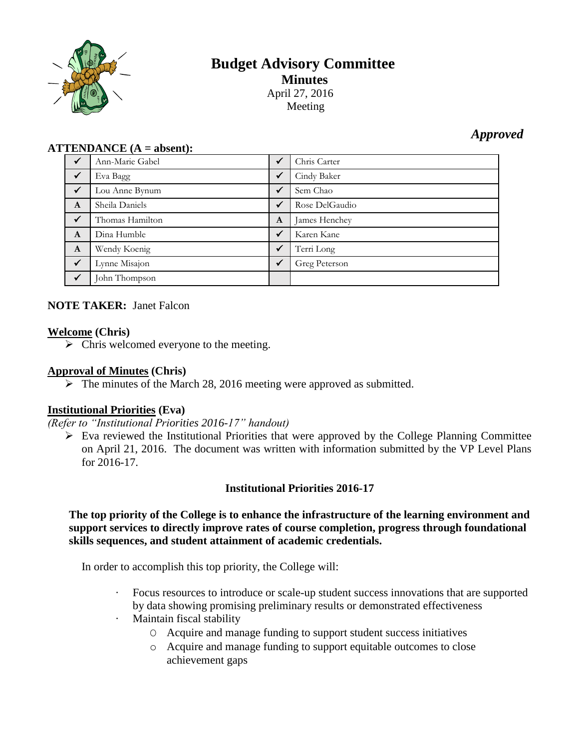# Budget Advisory Committee

## Minutes

April 27, 2016
Meeting

*Approved*

**ATTENDANCE (A = absent):**

| | | | |
|---|---|---|---|
| ✓ | Ann-Marie Gabel | ✓ | Chris Carter |
| ✓ | Eva Bagg | ✓ | Cindy Baker |
| ✓ | Lou Anne Bynum | ✓ | Sem Chao |
| A | Sheila Daniels | ✓ | Rose DelGaudio |
| ✓ | Thomas Hamilton | A | James Henchey |
| A | Dina Humble | ✓ | Karen Kane |
| A | Wendy Koenig | ✓ | Terri Long |
| ✓ | Lynne Misajon | ✓ | Greg Peterson |
| ✓ | John Thompson | | |

**NOTE TAKER:** Janet Falcon

**Welcome (Chris)**

- Chris welcomed everyone to the meeting.

**Approval of Minutes (Chris)**

- The minutes of the March 28, 2016 meeting were approved as submitted.

**Institutional Priorities (Eva)**

*(Refer to "Institutional Priorities 2016-17" handout)*

- Eva reviewed the Institutional Priorities that were approved by the College Planning Committee on April 21, 2016. The document was written with information submitted by the VP Level Plans for 2016-17.

**Institutional Priorities 2016-17**

**The top priority of the College is to enhance the infrastructure of the learning environment and support services to directly improve rates of course completion, progress through foundational skills sequences, and student attainment of academic credentials.**

In order to accomplish this top priority, the College will:

- Focus resources to introduce or scale-up student success innovations that are supported by data showing promising preliminary results or demonstrated effectiveness
- Maintain fiscal stability
  - Acquire and manage funding to support student success initiatives
  - Acquire and manage funding to support equitable outcomes to close achievement gaps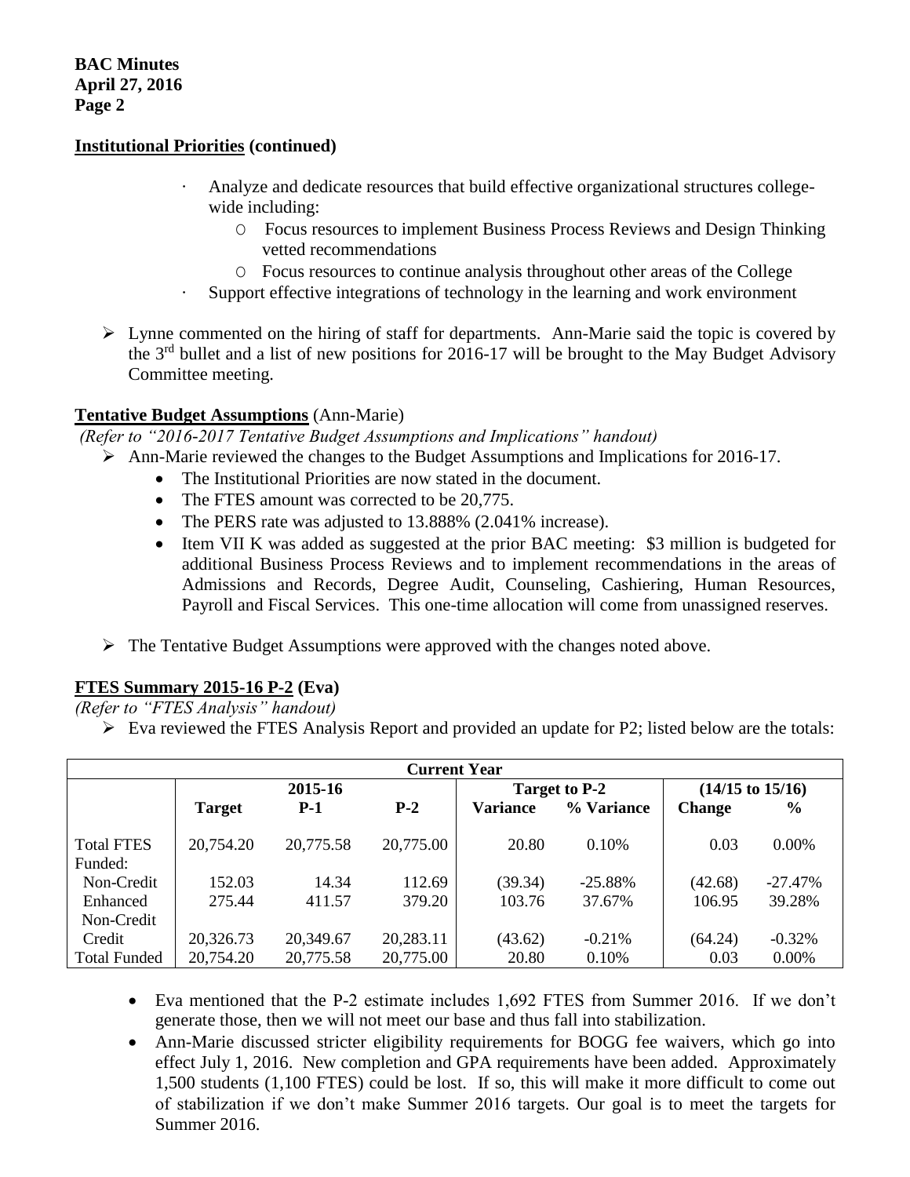## Institutional Priorities (continued)

- Analyze and dedicate resources that build effective organizational structures college-wide including:
  - Focus resources to implement Business Process Reviews and Design Thinking vetted recommendations
  - Focus resources to continue analysis throughout other areas of the College
- Support effective integrations of technology in the learning and work environment

➢ Lynne commented on the hiring of staff for departments. Ann-Marie said the topic is covered by the 3rd bullet and a list of new positions for 2016-17 will be brought to the May Budget Advisory Committee meeting.

## Tentative Budget Assumptions (Ann-Marie)

*(Refer to "2016-2017 Tentative Budget Assumptions and Implications" handout)*

➢ Ann-Marie reviewed the changes to the Budget Assumptions and Implications for 2016-17.
- The Institutional Priorities are now stated in the document.
- The FTES amount was corrected to be 20,775.
- The PERS rate was adjusted to 13.888% (2.041% increase).
- Item VII K was added as suggested at the prior BAC meeting: $3 million is budgeted for additional Business Process Reviews and to implement recommendations in the areas of Admissions and Records, Degree Audit, Counseling, Cashiering, Human Resources, Payroll and Fiscal Services. This one-time allocation will come from unassigned reserves.

➢ The Tentative Budget Assumptions were approved with the changes noted above.

## FTES Summary 2015-16 P-2 (Eva)

*(Refer to "FTES Analysis" handout)*

➢ Eva reviewed the FTES Analysis Report and provided an update for P2; listed below are the totals:

| Current Year | | | | | | | |
|---|---|---|---|---|---|---|---|
| | 2015-16 | | | Target to P-2 | | (14/15 to 15/16) | |
| | Target | P-1 | P-2 | Variance | % Variance | Change | % |
| Total FTES | 20,754.20 | 20,775.58 | 20,775.00 | 20.80 | 0.10% | 0.03 | 0.00% |
| Funded: | | | | | | | |
| Non-Credit | 152.03 | 14.34 | 112.69 | (39.34) | -25.88% | (42.68) | -27.47% |
| Enhanced Non-Credit | 275.44 | 411.57 | 379.20 | 103.76 | 37.67% | 106.95 | 39.28% |
| Credit | 20,326.73 | 20,349.67 | 20,283.11 | (43.62) | -0.21% | (64.24) | -0.32% |
| Total Funded | 20,754.20 | 20,775.58 | 20,775.00 | 20.80 | 0.10% | 0.03 | 0.00% |

- Eva mentioned that the P-2 estimate includes 1,692 FTES from Summer 2016. If we don't generate those, then we will not meet our base and thus fall into stabilization.
- Ann-Marie discussed stricter eligibility requirements for BOGG fee waivers, which go into effect July 1, 2016. New completion and GPA requirements have been added. Approximately 1,500 students (1,100 FTES) could be lost. If so, this will make it more difficult to come out of stabilization if we don't make Summer 2016 targets. Our goal is to meet the targets for Summer 2016.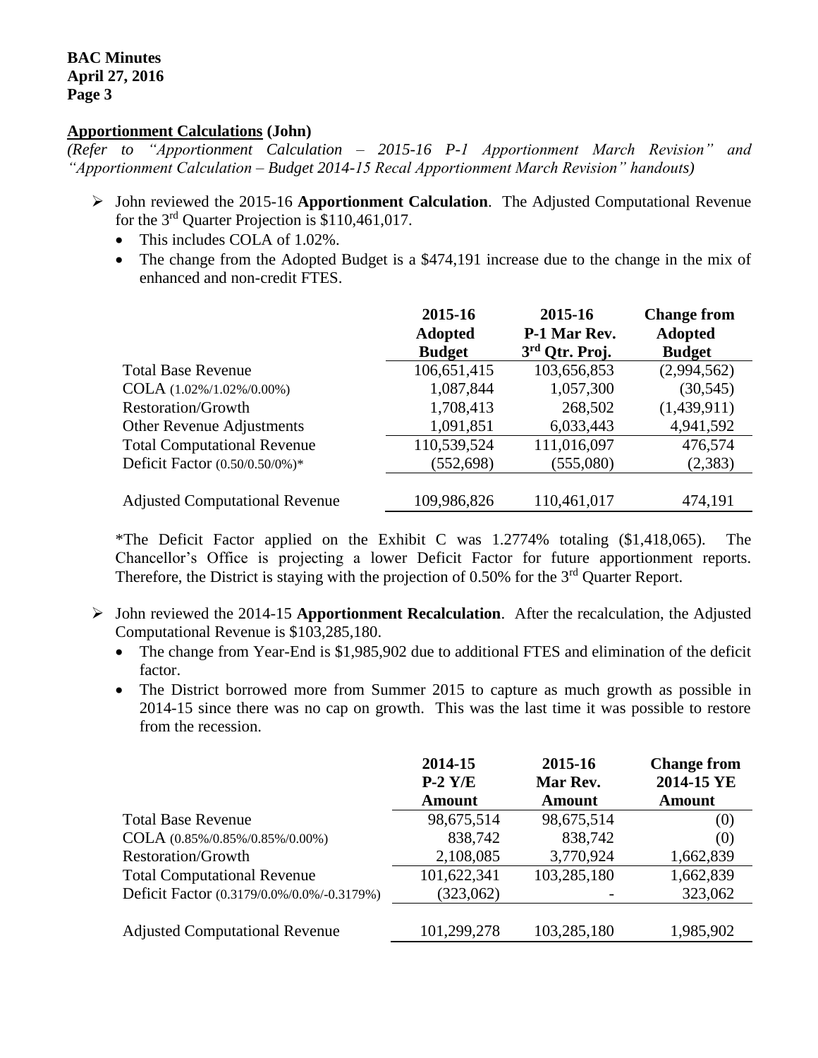## Apportionment Calculations (John)

*(Refer to "Apportionment Calculation – 2015-16 P-1 Apportionment March Revision" and "Apportionment Calculation – Budget 2014-15 Recal Apportionment March Revision" handouts)*

- John reviewed the 2015-16 **Apportionment Calculation**. The Adjusted Computational Revenue for the 3rd Quarter Projection is $110,461,017.
  - This includes COLA of 1.02%.
  - The change from the Adopted Budget is a $474,191 increase due to the change in the mix of enhanced and non-credit FTES.

| | 2015-16 Adopted Budget | 2015-16 P-1 Mar Rev. 3rd Qtr. Proj. | Change from Adopted Budget |
|---|---|---|---|
| Total Base Revenue | 106,651,415 | 103,656,853 | (2,994,562) |
| COLA (1.02%/1.02%/0.00%) | 1,087,844 | 1,057,300 | (30,545) |
| Restoration/Growth | 1,708,413 | 268,502 | (1,439,911) |
| Other Revenue Adjustments | 1,091,851 | 6,033,443 | 4,941,592 |
| Total Computational Revenue | 110,539,524 | 111,016,097 | 476,574 |
| Deficit Factor (0.50/0.50/0%)* | (552,698) | (555,080) | (2,383) |
| Adjusted Computational Revenue | 109,986,826 | 110,461,017 | 474,191 |

*The Deficit Factor applied on the Exhibit C was 1.2774% totaling ($1,418,065). The Chancellor's Office is projecting a lower Deficit Factor for future apportionment reports. Therefore, the District is staying with the projection of 0.50% for the 3rd Quarter Report.

- John reviewed the 2014-15 **Apportionment Recalculation**. After the recalculation, the Adjusted Computational Revenue is $103,285,180.
  - The change from Year-End is $1,985,902 due to additional FTES and elimination of the deficit factor.
  - The District borrowed more from Summer 2015 to capture as much growth as possible in 2014-15 since there was no cap on growth. This was the last time it was possible to restore from the recession.

| | 2014-15 P-2 Y/E Amount | 2015-16 Mar Rev. Amount | Change from 2014-15 YE Amount |
|---|---|---|---|
| Total Base Revenue | 98,675,514 | 98,675,514 | (0) |
| COLA (0.85%/0.85%/0.85%/0.00%) | 838,742 | 838,742 | (0) |
| Restoration/Growth | 2,108,085 | 3,770,924 | 1,662,839 |
| Total Computational Revenue | 101,622,341 | 103,285,180 | 1,662,839 |
| Deficit Factor (0.3179/0.0%/0.0%/-0.3179%) | (323,062) | - | 323,062 |
| Adjusted Computational Revenue | 101,299,278 | 103,285,180 | 1,985,902 |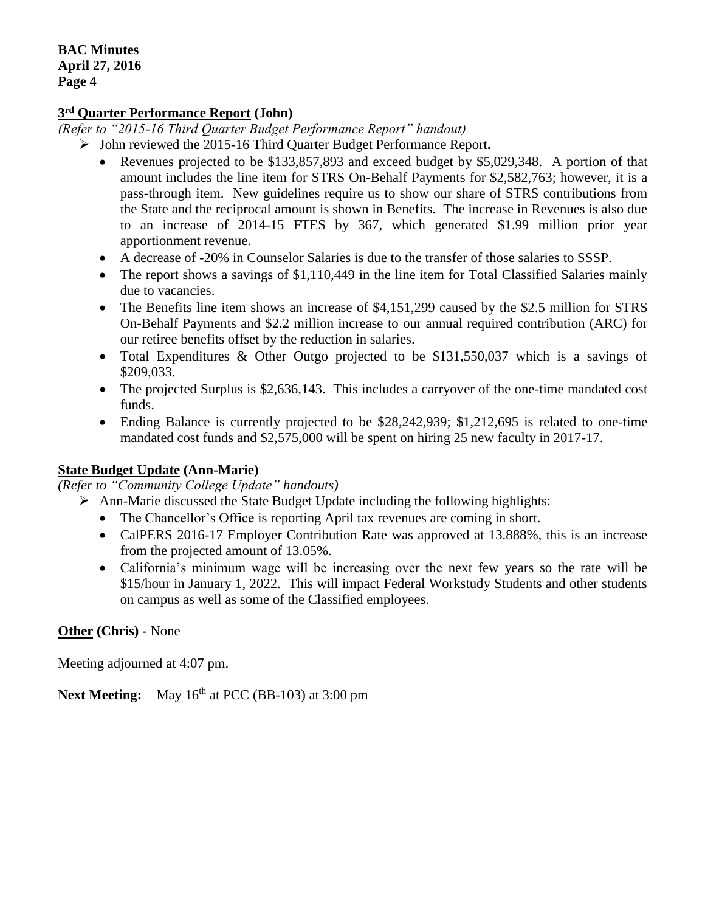## 3rd Quarter Performance Report (John)

*(Refer to "2015-16 Third Quarter Budget Performance Report" handout)*

- John reviewed the 2015-16 Third Quarter Budget Performance Report**.**
  - Revenues projected to be $133,857,893 and exceed budget by $5,029,348. A portion of that amount includes the line item for STRS On-Behalf Payments for $2,582,763; however, it is a pass-through item. New guidelines require us to show our share of STRS contributions from the State and the reciprocal amount is shown in Benefits. The increase in Revenues is also due to an increase of 2014-15 FTES by 367, which generated $1.99 million prior year apportionment revenue.
  - A decrease of -20% in Counselor Salaries is due to the transfer of those salaries to SSSP.
  - The report shows a savings of $1,110,449 in the line item for Total Classified Salaries mainly due to vacancies.
  - The Benefits line item shows an increase of $4,151,299 caused by the $2.5 million for STRS On-Behalf Payments and $2.2 million increase to our annual required contribution (ARC) for our retiree benefits offset by the reduction in salaries.
  - Total Expenditures & Other Outgo projected to be $131,550,037 which is a savings of $209,033.
  - The projected Surplus is $2,636,143. This includes a carryover of the one-time mandated cost funds.
  - Ending Balance is currently projected to be $28,242,939; $1,212,695 is related to one-time mandated cost funds and $2,575,000 will be spent on hiring 25 new faculty in 2017-17.

## State Budget Update (Ann-Marie)

*(Refer to "Community College Update" handouts)*

- Ann-Marie discussed the State Budget Update including the following highlights:
  - The Chancellor's Office is reporting April tax revenues are coming in short.
  - CalPERS 2016-17 Employer Contribution Rate was approved at 13.888%, this is an increase from the projected amount of 13.05%.
  - California's minimum wage will be increasing over the next few years so the rate will be $15/hour in January 1, 2022. This will impact Federal Workstudy Students and other students on campus as well as some of the Classified employees.

**Other (Chris) -** None

Meeting adjourned at 4:07 pm.

**Next Meeting:** May 16th at PCC (BB-103) at 3:00 pm